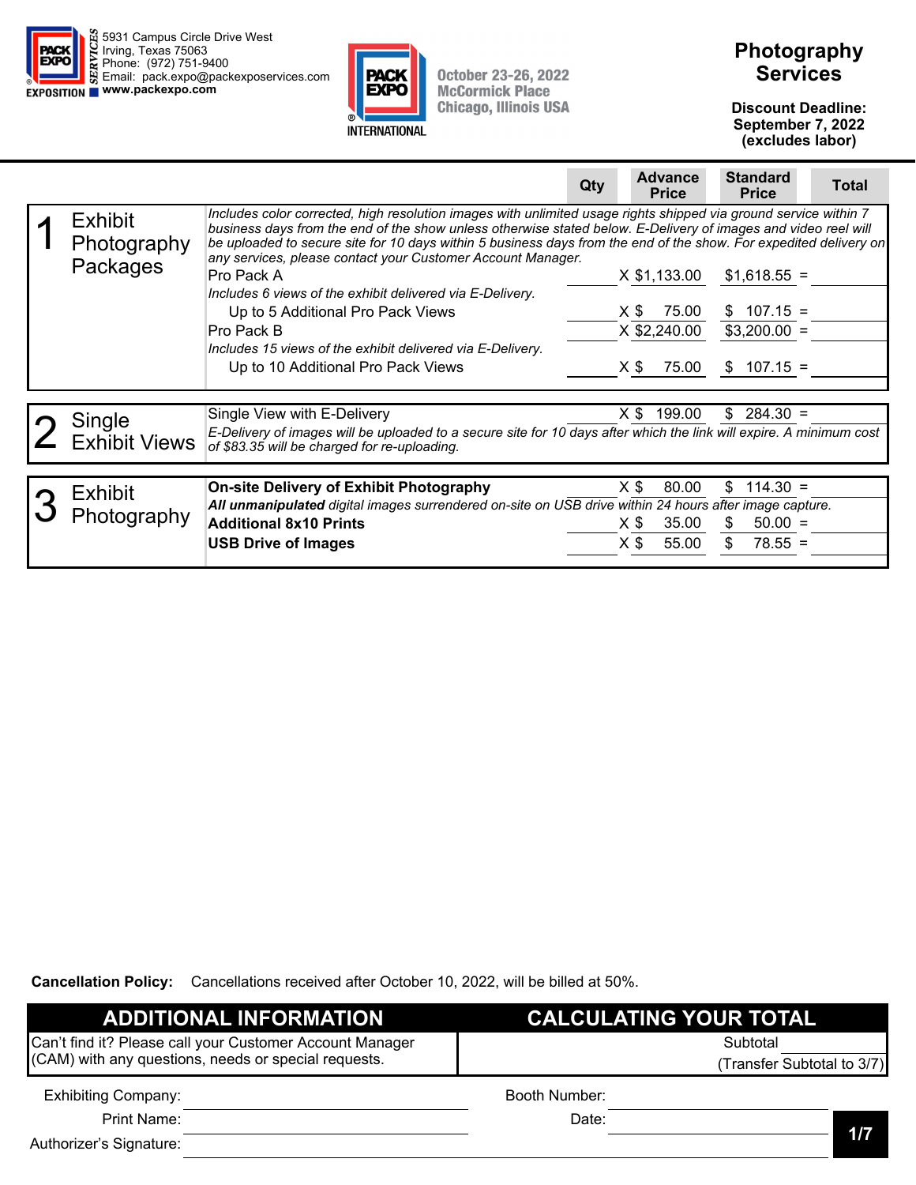PACK EXPO SERVICES
5931 Campus Circle Drive West
Irving, Texas 75063
Phone: (972) 751-9400
Email: pack.expo@packexposervices.com
www.packexpo.com

PACK EXPO INTERNATIONAL
October 23-26, 2022
McCormick Place
Chicago, Illinois USA

# Photography Services

**Discount Deadline: September 7, 2022 (excludes labor)**

| | | Qty | Advance Price | Standard Price | Total |
|---|---|---|---|---|---|
| **1 Exhibit Photography Packages** | *Includes color corrected, high resolution images with unlimited usage rights shipped via ground service within 7 business days from the end of the show unless otherwise stated below. E-Delivery of images and video reel will be uploaded to secure site for 10 days within 5 business days from the end of the show. For expedited delivery on any services, please contact your Customer Account Manager.* | | | | |
| | Pro Pack A | | X $1,133.00 | $1,618.55 = | |
| | *Includes 6 views of the exhibit delivered via E-Delivery.* | | | | |
| | Up to 5 Additional Pro Pack Views | | X $ 75.00 | $ 107.15 = | |
| | Pro Pack B | | X $2,240.00 | $3,200.00 = | |
| | *Includes 15 views of the exhibit delivered via E-Delivery.* | | | | |
| | Up to 10 Additional Pro Pack Views | | X $ 75.00 | $ 107.15 = | |
| **2 Single Exhibit Views** | Single View with E-Delivery | | X $ 199.00 | $ 284.30 = | |
| | *E-Delivery of images will be uploaded to a secure site for 10 days after which the link will expire. A minimum cost of $83.35 will be charged for re-uploading.* | | | | |
| **3 Exhibit Photography** | **On-site Delivery of Exhibit Photography** | | X $ 80.00 | $ 114.30 = | |
| | ***All unmanipulated** digital images surrendered on-site on USB drive within 24 hours after image capture.* | | | | |
| | **Additional 8x10 Prints** | | X $ 35.00 | $ 50.00 = | |
| | **USB Drive of Images** | | X $ 55.00 | $ 78.55 = | |

**Cancellation Policy:** Cancellations received after October 10, 2022, will be billed at 50%.

| ADDITIONAL INFORMATION | CALCULATING YOUR TOTAL |
|---|---|
| Can't find it? Please call your Customer Account Manager (CAM) with any questions, needs or special requests. | Subtotal ______ (Transfer Subtotal to 3/7) |

Exhibiting Company: ______________________ Booth Number: ______________________

Print Name: ______________________ Date: ______________________

Authorizer's Signature: ______________________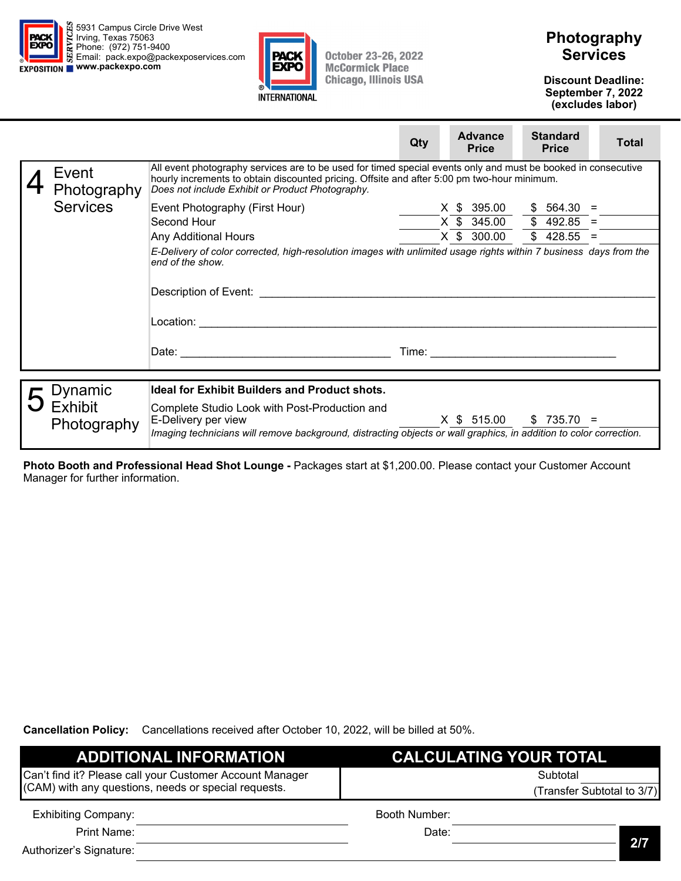5931 Campus Circle Drive West
Irving, Texas 75063
Phone: (972) 751-9400
Email: pack.expo@packexposervices.com
www.packexpo.com

October 23-26, 2022
McCormick Place
Chicago, Illinois USA

# Photography Services

**Discount Deadline: September 7, 2022 (excludes labor)**

| | | Qty | Advance Price | Standard Price | Total |
|---|---|---|---|---|---|
| **4 Event Photography Services** | All event photography services are to be used for timed special events only and must be booked in consecutive hourly increments to obtain discounted pricing. Offsite and after 5:00 pm two-hour minimum. *Does not include Exhibit or Product Photography.* | | | | |
| | Event Photography (First Hour) | ____ | X $ 395.00 | $ 564.30 | = ____ |
| | Second Hour | ____ | X $ 345.00 | $ 492.85 | = ____ |
| | Any Additional Hours | ____ | X $ 300.00 | $ 428.55 | = ____ |
| | *E-Delivery of color corrected, high-resolution images with unlimited usage rights within 7 business days from the end of the show.* | | | | |

Description of Event: ______________________________

Location: ______________________________

Date: ____________________ Time: ____________________

| | | Qty | Advance Price | Standard Price | Total |
|---|---|---|---|---|---|
| **5 Dynamic Exhibit Photography** | **Ideal for Exhibit Builders and Product shots.** | | | | |
| | Complete Studio Look with Post-Production and E-Delivery per view | ____ | X $ 515.00 | $ 735.70 | = ____ |
| | *Imaging technicians will remove background, distracting objects or wall graphics, in addition to color correction.* | | | | |

**Photo Booth and Professional Head Shot Lounge -** Packages start at $1,200.00. Please contact your Customer Account Manager for further information.

**Cancellation Policy:** Cancellations received after October 10, 2022, will be billed at 50%.

## ADDITIONAL INFORMATION

Can't find it? Please call your Customer Account Manager (CAM) with any questions, needs or special requests.

## CALCULATING YOUR TOTAL

Subtotal ____

(Transfer Subtotal to 3/7)

Exhibiting Company: ____________________ Booth Number: ____________________

Print Name: ____________________ Date: ____________________

Authorizer's Signature: ____________________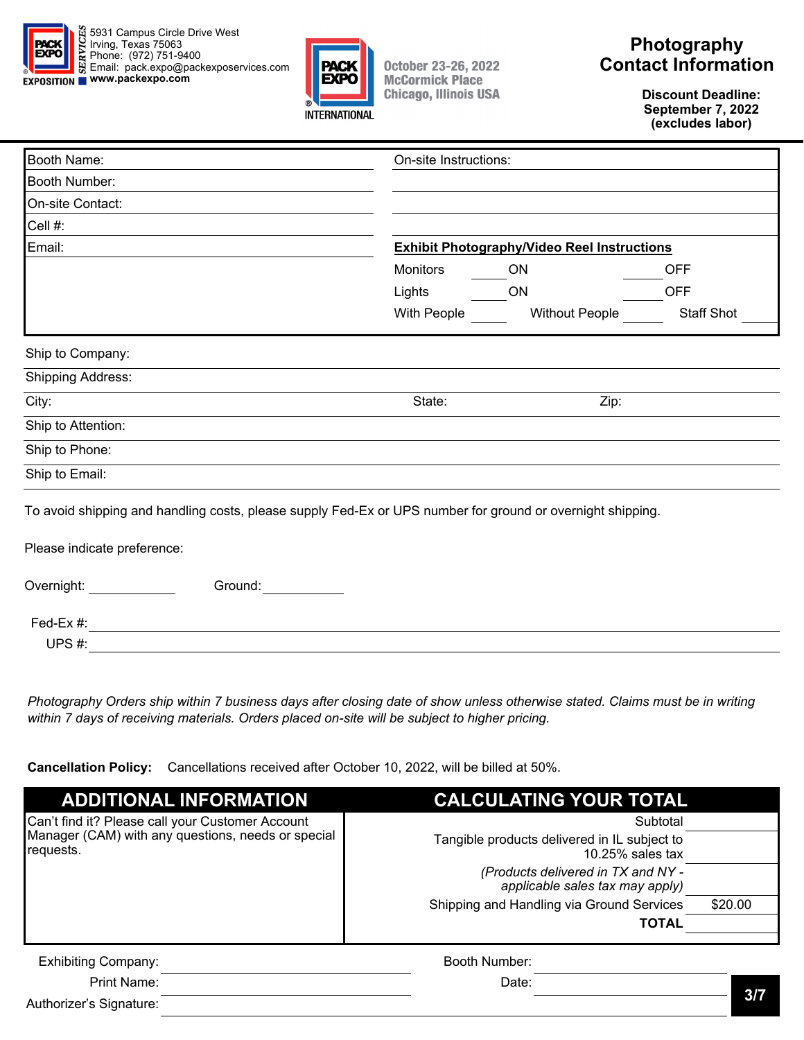5931 Campus Circle Drive West
Irving, Texas 75063
Phone: (972) 751-9400
Email: pack.expo@packexposervices.com
**www.packexpo.com**

October 23-26, 2022
McCormick Place
Chicago, Illinois USA

# Photography Contact Information

**Discount Deadline: September 7, 2022 (excludes labor)**

| | |
|---|---|
| Booth Name: | On-site Instructions: |
| Booth Number: | |
| On-site Contact: | |
| Cell #: | |
| Email: | **Exhibit Photography/Video Reel Instructions** |
| | Monitors ____ ON ____ OFF |
| | Lights ____ ON ____ OFF |
| | With People ____ Without People ____ Staff Shot ____ |

Ship to Company:

Shipping Address:

City: State: Zip:

Ship to Attention:

Ship to Phone:

Ship to Email:

To avoid shipping and handling costs, please supply Fed-Ex or UPS number for ground or overnight shipping.

Please indicate preference:

Overnight: ____________ Ground: ____________

Fed-Ex #: ____________

UPS #: ____________

*Photography Orders ship within 7 business days after closing date of show unless otherwise stated. Claims must be in writing within 7 days of receiving materials. Orders placed on-site will be subject to higher pricing.*

**Cancellation Policy:** Cancellations received after October 10, 2022, will be billed at 50%.

| ADDITIONAL INFORMATION | CALCULATING YOUR TOTAL | |
|---|---|---|
| Can't find it? Please call your Customer Account Manager (CAM) with any questions, needs or special requests. | Subtotal | |
| | Tangible products delivered in IL subject to 10.25% sales tax | |
| | *(Products delivered in TX and NY - applicable sales tax may apply)* | |
| | Shipping and Handling via Ground Services | $20.00 |
| | **TOTAL** | |

Exhibiting Company: ____________ Booth Number: ____________

Print Name: ____________ Date: ____________

Authorizer's Signature: ____________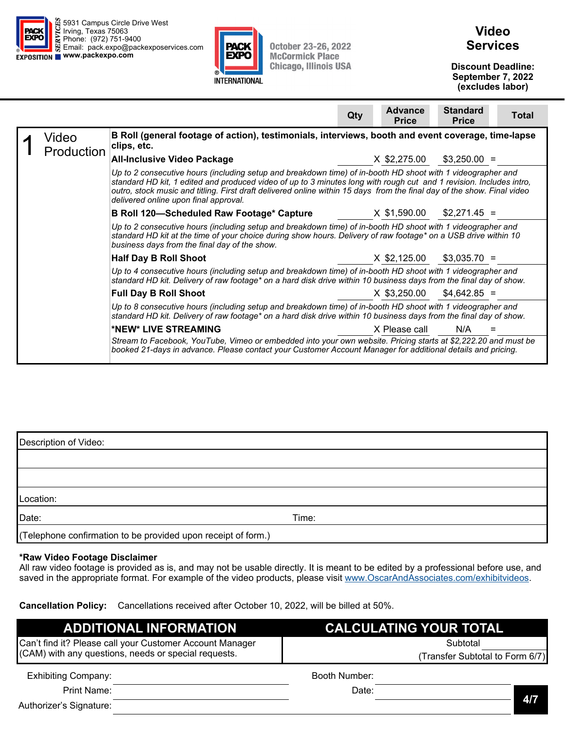5931 Campus Circle Drive West
Irving, Texas 75063
Phone: (972) 751-9400
Email: pack.expo@packexposervices.com
www.packexpo.com

October 23-26, 2022
McCormick Place
Chicago, Illinois USA

# Video Services

**Discount Deadline: September 7, 2022 (excludes labor)**

| | | Qty | Advance Price | Standard Price | Total |
|---|---|---|---|---|---|
| **1 Video Production** | **B Roll (general footage of action), testimonials, interviews, booth and event coverage, time-lapse clips, etc.** | | | | |
| | **All-Inclusive Video Package** | | X $2,275.00 | $3,250.00 = | |
| | *Up to 2 consecutive hours (including setup and breakdown time) of in-booth HD shoot with 1 videographer and standard HD kit, 1 edited and produced video of up to 3 minutes long with rough cut and 1 revision. Includes intro, outro, stock music and titling. First draft delivered online within 15 days from the final day of the show. Final video delivered online upon final approval.* | | | | |
| | **B Roll 120—Scheduled Raw Footage* Capture** | | X $1,590.00 | $2,271.45 = | |
| | *Up to 2 consecutive hours (including setup and breakdown time) of in-booth HD shoot with 1 videographer and standard HD kit at the time of your choice during show hours. Delivery of raw footage* on a USB drive within 10 business days from the final day of the show.* | | | | |
| | **Half Day B Roll Shoot** | | X $2,125.00 | $3,035.70 = | |
| | *Up to 4 consecutive hours (including setup and breakdown time) of in-booth HD shoot with 1 videographer and standard HD kit. Delivery of raw footage* on a hard disk drive within 10 business days from the final day of show.* | | | | |
| | **Full Day B Roll Shoot** | | X $3,250.00 | $4,642.85 = | |
| | *Up to 8 consecutive hours (including setup and breakdown time) of in-booth HD shoot with 1 videographer and standard HD kit. Delivery of raw footage* on a hard disk drive within 10 business days from the final day of show.* | | | | |
| | ***NEW* LIVE STREAMING** | | X Please call | N/A = | |
| | *Stream to Facebook, YouTube, Vimeo or embedded into your own website. Pricing starts at $2,222.20 and must be booked 21-days in advance. Please contact your Customer Account Manager for additional details and pricing.* | | | | |

Description of Video:

Location:

Date: Time:

(Telephone confirmation to be provided upon receipt of form.)

**\*Raw Video Footage Disclaimer**
All raw video footage is provided as is, and may not be usable directly. It is meant to be edited by a professional before use, and saved in the appropriate format. For example of the video products, please visit www.OscarAndAssociates.com/exhibitvideos.

**Cancellation Policy:** Cancellations received after October 10, 2022, will be billed at 50%.

## ADDITIONAL INFORMATION

Can't find it? Please call your Customer Account Manager (CAM) with any questions, needs or special requests.

## CALCULATING YOUR TOTAL

Subtotal
(Transfer Subtotal to Form 6/7)

Exhibiting Company: Booth Number:

Print Name: Date:

Authorizer's Signature: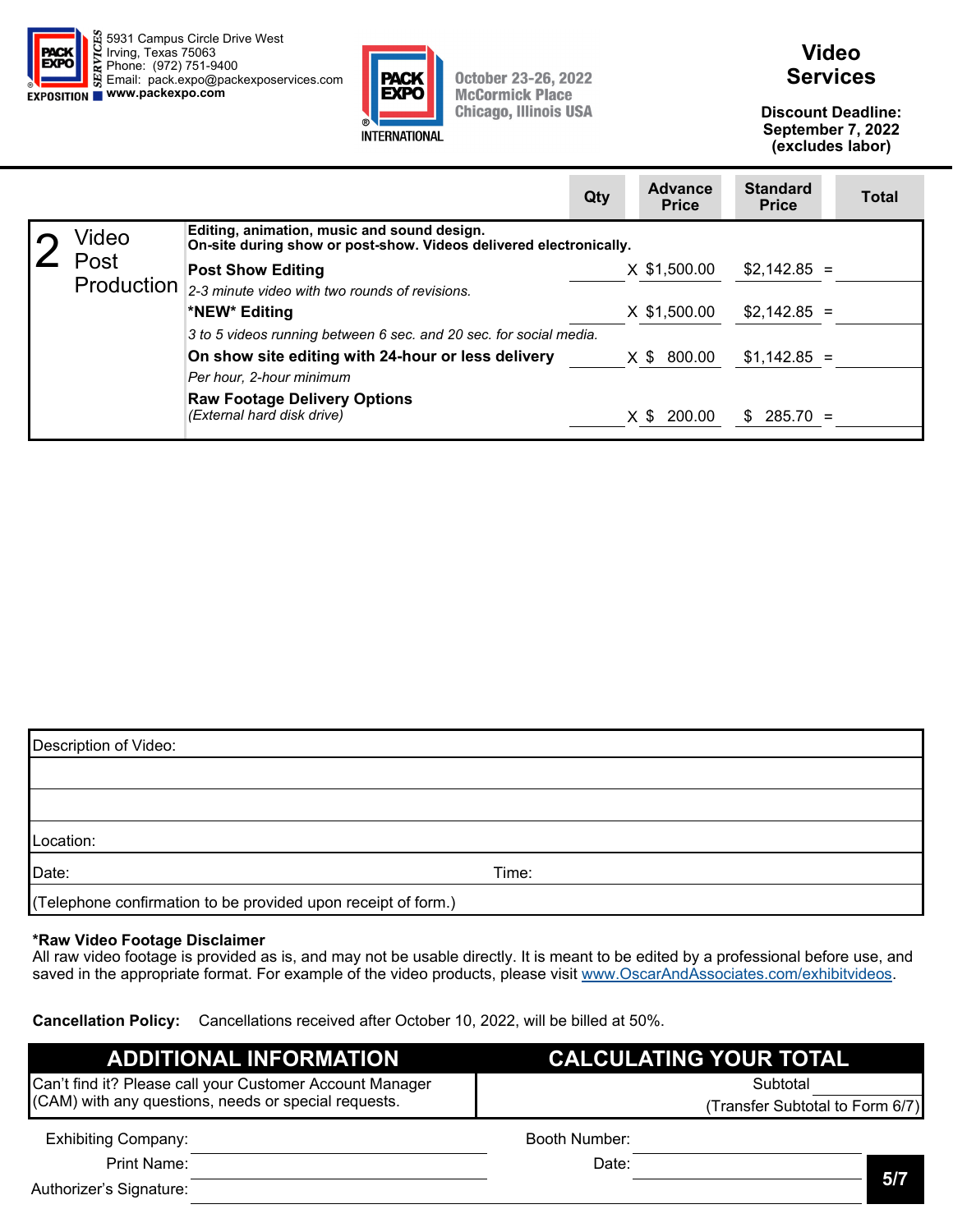PACK EXPO SERVICES
5931 Campus Circle Drive West
Irving, Texas 75063
Phone: (972) 751-9400
Email: pack.expo@packexposervices.com
www.packexpo.com

PACK EXPO INTERNATIONAL
October 23-26, 2022
McCormick Place
Chicago, Illinois USA

# Video Services

**Discount Deadline: September 7, 2022 (excludes labor)**

| | | Qty | Advance Price | Standard Price | Total |
|---|---|---|---|---|---|
| 2 Video Post Production | **Editing, animation, music and sound design. On-site during show or post-show. Videos delivered electronically.** | | | | |
| | **Post Show Editing** *2-3 minute video with two rounds of revisions.* | | X $1,500.00 | $2,142.85 = | |
| | ***NEW* Editing** *3 to 5 videos running between 6 sec. and 20 sec. for social media.* | | X $1,500.00 | $2,142.85 = | |
| | **On show site editing with 24-hour or less delivery** *Per hour, 2-hour minimum* | | X $ 800.00 | $1,142.85 = | |
| | **Raw Footage Delivery Options** *(External hard disk drive)* | | X $ 200.00 | $ 285.70 = | |

| |
|---|
| Description of Video: |
| |
| |
| Location: |
| Date: Time: |
| (Telephone confirmation to be provided upon receipt of form.) |

**\*Raw Video Footage Disclaimer**
All raw video footage is provided as is, and may not be usable directly. It is meant to be edited by a professional before use, and saved in the appropriate format. For example of the video products, please visit www.OscarAndAssociates.com/exhibitvideos.

**Cancellation Policy:** Cancellations received after October 10, 2022, will be billed at 50%.

| ADDITIONAL INFORMATION | CALCULATING YOUR TOTAL |
|---|---|
| Can't find it? Please call your Customer Account Manager (CAM) with any questions, needs or special requests. | Subtotal ______ (Transfer Subtotal to Form 6/7) |

Exhibiting Company: ______________________ Booth Number: ______________________

Print Name: ______________________ Date: ______________________

Authorizer's Signature: ______________________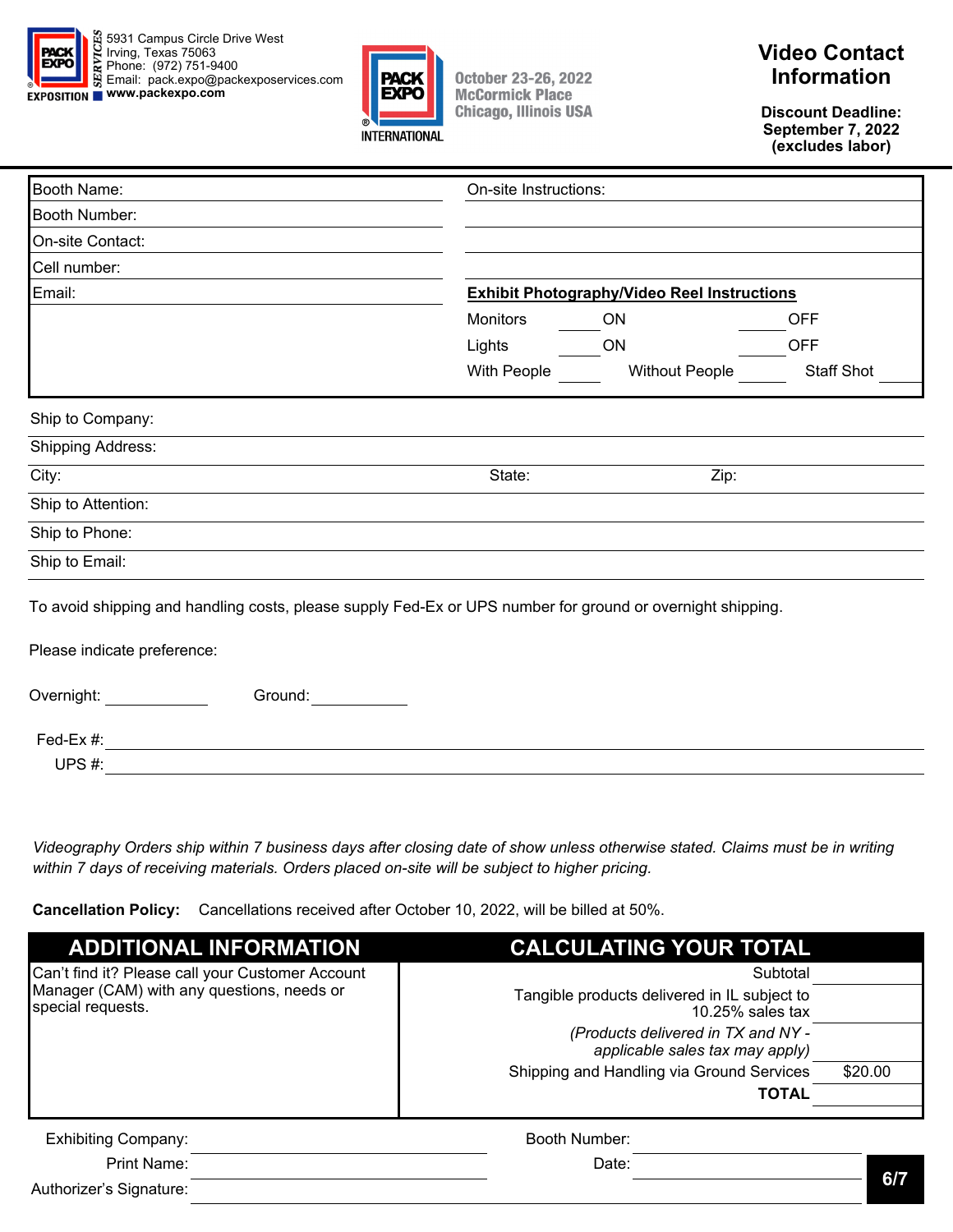5931 Campus Circle Drive West
Irving, Texas 75063
Phone: (972) 751-9400
Email: pack.expo@packexposervices.com
www.packexpo.com

PACK EXPO INTERNATIONAL

October 23-26, 2022
McCormick Place
Chicago, Illinois USA

# Video Contact Information

**Discount Deadline: September 7, 2022 (excludes labor)**

| | |
|---|---|
| Booth Name: | On-site Instructions: |
| Booth Number: | |
| On-site Contact: | |
| Cell number: | |
| Email: | **Exhibit Photography/Video Reel Instructions** |
| | Monitors ______ ON ______ OFF |
| | Lights ______ ON ______ OFF |
| | With People ______ Without People ______ Staff Shot ______ |

Ship to Company:

Shipping Address:

City: State: Zip:

Ship to Attention:

Ship to Phone:

Ship to Email:

To avoid shipping and handling costs, please supply Fed-Ex or UPS number for ground or overnight shipping.

Please indicate preference:

Overnight: ____________ Ground: ____________

Fed-Ex #: ____________

UPS #: ____________

*Videography Orders ship within 7 business days after closing date of show unless otherwise stated. Claims must be in writing within 7 days of receiving materials. Orders placed on-site will be subject to higher pricing.*

**Cancellation Policy:** Cancellations received after October 10, 2022, will be billed at 50%.

| ADDITIONAL INFORMATION | CALCULATING YOUR TOTAL | |
|---|---|---|
| Can't find it? Please call your Customer Account Manager (CAM) with any questions, needs or special requests. | Subtotal | |
| | Tangible products delivered in IL subject to 10.25% sales tax | |
| | *(Products delivered in TX and NY - applicable sales tax may apply)* | |
| | Shipping and Handling via Ground Services | $20.00 |
| | **TOTAL** | |

Exhibiting Company: ____________ Booth Number: ____________

Print Name: ____________ Date: ____________

Authorizer's Signature: ____________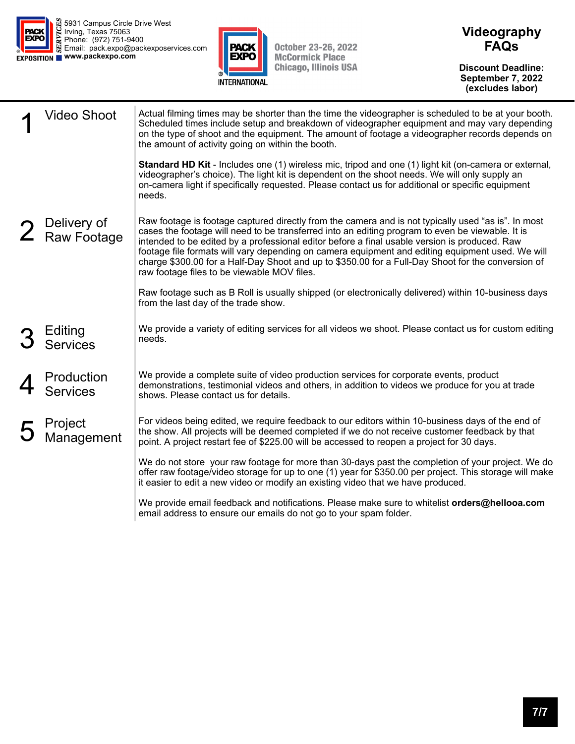5931 Campus Circle Drive West
Irving, Texas 75063
Phone: (972) 751-9400
Email: pack.expo@packexposervices.com
www.packexpo.com

October 23-26, 2022
McCormick Place
Chicago, Illinois USA

# Videography FAQs

**Discount Deadline: September 7, 2022 (excludes labor)**

## 1 Video Shoot

Actual filming times may be shorter than the time the videographer is scheduled to be at your booth. Scheduled times include setup and breakdown of videographer equipment and may vary depending on the type of shoot and the equipment. The amount of footage a videographer records depends on the amount of activity going on within the booth.

**Standard HD Kit** - Includes one (1) wireless mic, tripod and one (1) light kit (on-camera or external, videographer's choice). The light kit is dependent on the shoot needs. We will only supply an on-camera light if specifically requested. Please contact us for additional or specific equipment needs.

## 2 Delivery of Raw Footage

Raw footage is footage captured directly from the camera and is not typically used "as is". In most cases the footage will need to be transferred into an editing program to even be viewable. It is intended to be edited by a professional editor before a final usable version is produced. Raw footage file formats will vary depending on camera equipment and editing equipment used. We will charge $300.00 for a Half-Day Shoot and up to $350.00 for a Full-Day Shoot for the conversion of raw footage files to be viewable MOV files.

Raw footage such as B Roll is usually shipped (or electronically delivered) within 10-business days from the last day of the trade show.

## 3 Editing Services

We provide a variety of editing services for all videos we shoot. Please contact us for custom editing needs.

## 4 Production Services

We provide a complete suite of video production services for corporate events, product demonstrations, testimonial videos and others, in addition to videos we produce for you at trade shows. Please contact us for details.

## 5 Project Management

For videos being edited, we require feedback to our editors within 10-business days of the end of the show. All projects will be deemed completed if we do not receive customer feedback by that point. A project restart fee of $225.00 will be accessed to reopen a project for 30 days.

We do not store your raw footage for more than 30-days past the completion of your project. We do offer raw footage/video storage for up to one (1) year for $350.00 per project. This storage will make it easier to edit a new video or modify an existing video that we have produced.

We provide email feedback and notifications. Please make sure to whitelist **orders@hellooa.com** email address to ensure our emails do not go to your spam folder.